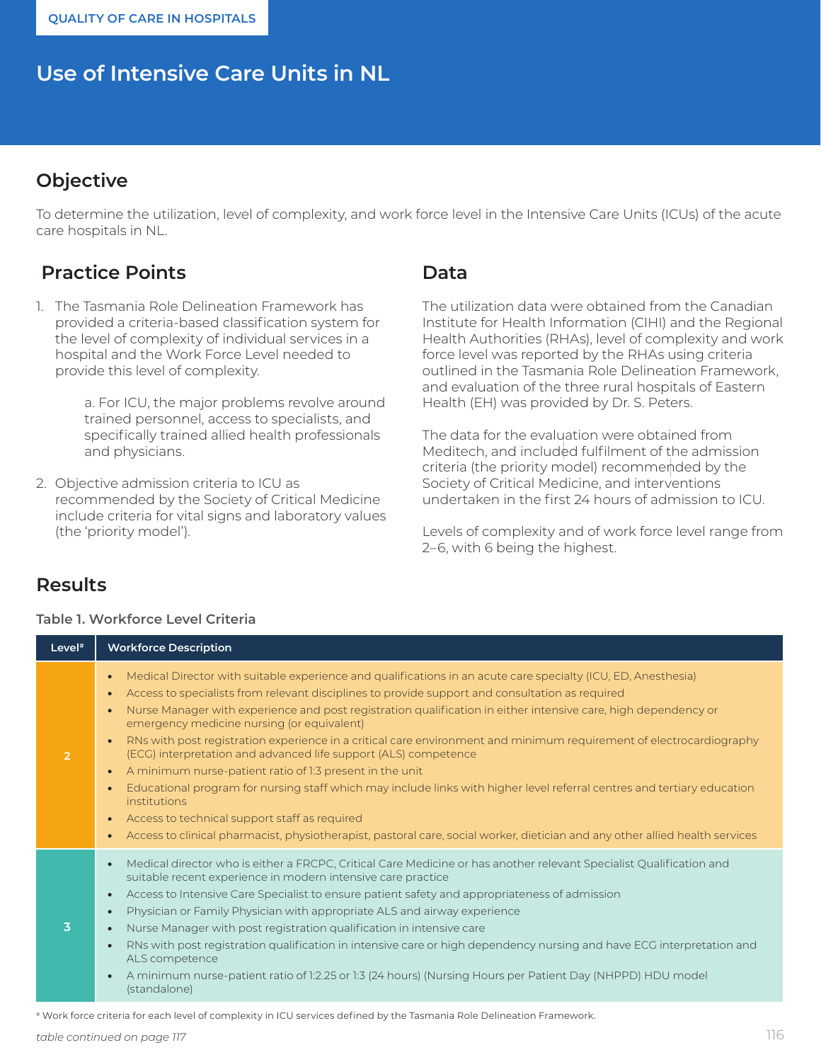QUALITY OF CARE IN HOSPITALS

# Use of Intensive Care Units in NL

## Objective

To determine the utilization, level of complexity, and work force level in the Intensive Care Units (ICUs) of the acute care hospitals in NL.

## Practice Points

1. The Tasmania Role Delineation Framework has provided a criteria-based classification system for the level of complexity of individual services in a hospital and the Work Force Level needed to provide this level of complexity.

   a. For ICU, the major problems revolve around trained personnel, access to specialists, and specifically trained allied health professionals and physicians.

2. Objective admission criteria to ICU as recommended by the Society of Critical Medicine include criteria for vital signs and laboratory values (the 'priority model').

## Data

The utilization data were obtained from the Canadian Institute for Health Information (CIHI) and the Regional Health Authorities (RHAs), level of complexity and work force level was reported by the RHAs using criteria outlined in the Tasmania Role Delineation Framework, and evaluation of the three rural hospitals of Eastern Health (EH) was provided by Dr. S. Peters.

The data for the evaluation were obtained from Meditech, and included fulfilment of the admission criteria (the priority model) recommended by the Society of Critical Medicine, and interventions undertaken in the first 24 hours of admission to ICU.

Levels of complexity and of work force level range from 2–6, with 6 being the highest.

## Results

**Table 1. Workforce Level Criteria**

| Level# | Workforce Description |
|---|---|
| 2 | • Medical Director with suitable experience and qualifications in an acute care specialty (ICU, ED, Anesthesia)<br>• Access to specialists from relevant disciplines to provide support and consultation as required<br>• Nurse Manager with experience and post registration qualification in either intensive care, high dependency or emergency medicine nursing (or equivalent)<br>• RNs with post registration experience in a critical care environment and minimum requirement of electrocardiography (ECG) interpretation and advanced life support (ALS) competence<br>• A minimum nurse-patient ratio of 1:3 present in the unit<br>• Educational program for nursing staff which may include links with higher level referral centres and tertiary education institutions<br>• Access to technical support staff as required<br>• Access to clinical pharmacist, physiotherapist, pastoral care, social worker, dietician and any other allied health services |
| 3 | • Medical director who is either a FRCPC, Critical Care Medicine or has another relevant Specialist Qualification and suitable recent experience in modern intensive care practice<br>• Access to Intensive Care Specialist to ensure patient safety and appropriateness of admission<br>• Physician or Family Physician with appropriate ALS and airway experience<br>• Nurse Manager with post registration qualification in intensive care<br>• RNs with post registration qualification in intensive care or high dependency nursing and have ECG interpretation and ALS competence<br>• A minimum nurse-patient ratio of 1:2.25 or 1:3 (24 hours) (Nursing Hours per Patient Day (NHPPD) HDU model (standalone) |

# Work force criteria for each level of complexity in ICU services defined by the Tasmania Role Delineation Framework.

*table continued on page 117*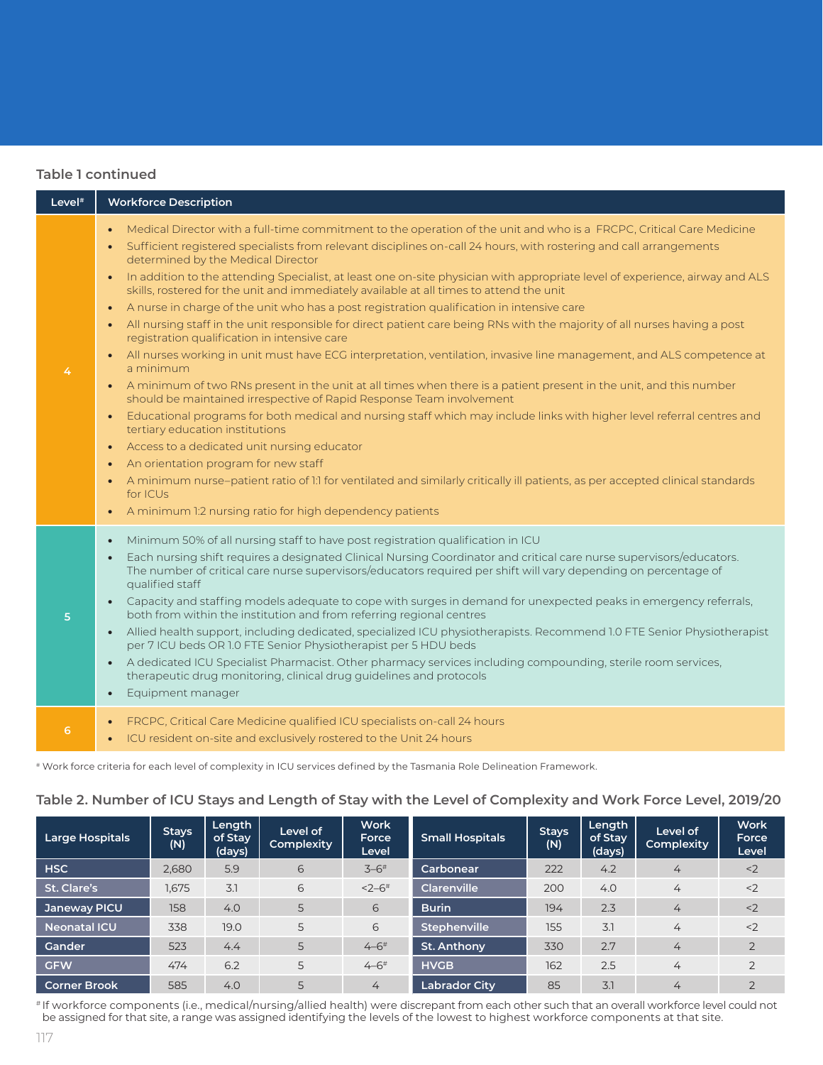**Table 1 continued**

| Level[#] | Workforce Description |
|---|---|
| 4 | • Medical Director with a full-time commitment to the operation of the unit and who is a FRCPC, Critical Care Medicine<br>• Sufficient registered specialists from relevant disciplines on-call 24 hours, with rostering and call arrangements determined by the Medical Director<br>• In addition to the attending Specialist, at least one on-site physician with appropriate level of experience, airway and ALS skills, rostered for the unit and immediately available at all times to attend the unit<br>• A nurse in charge of the unit who has a post registration qualification in intensive care<br>• All nursing staff in the unit responsible for direct patient care being RNs with the majority of all nurses having a post registration qualification in intensive care<br>• All nurses working in unit must have ECG interpretation, ventilation, invasive line management, and ALS competence at a minimum<br>• A minimum of two RNs present in the unit at all times when there is a patient present in the unit, and this number should be maintained irrespective of Rapid Response Team involvement<br>• Educational programs for both medical and nursing staff which may include links with higher level referral centres and tertiary education institutions<br>• Access to a dedicated unit nursing educator<br>• An orientation program for new staff<br>• A minimum nurse–patient ratio of 1:1 for ventilated and similarly critically ill patients, as per accepted clinical standards for ICUs<br>• A minimum 1:2 nursing ratio for high dependency patients |
| 5 | • Minimum 50% of all nursing staff to have post registration qualification in ICU<br>• Each nursing shift requires a designated Clinical Nursing Coordinator and critical care nurse supervisors/educators. The number of critical care nurse supervisors/educators required per shift will vary depending on percentage of qualified staff<br>• Capacity and staffing models adequate to cope with surges in demand for unexpected peaks in emergency referrals, both from within the institution and from referring regional centres<br>• Allied health support, including dedicated, specialized ICU physiotherapists. Recommend 1.0 FTE Senior Physiotherapist per 7 ICU beds OR 1.0 FTE Senior Physiotherapist per 5 HDU beds<br>• A dedicated ICU Specialist Pharmacist. Other pharmacy services including compounding, sterile room services, therapeutic drug monitoring, clinical drug guidelines and protocols<br>• Equipment manager |
| 6 | • FRCPC, Critical Care Medicine qualified ICU specialists on-call 24 hours<br>• ICU resident on-site and exclusively rostered to the Unit 24 hours |

[#] Work force criteria for each level of complexity in ICU services defined by the Tasmania Role Delineation Framework.

**Table 2. Number of ICU Stays and Length of Stay with the Level of Complexity and Work Force Level, 2019/20**

| Large Hospitals | Stays (N) | Length of Stay (days) | Level of Complexity | Work Force Level | Small Hospitals | Stays (N) | Length of Stay (days) | Level of Complexity | Work Force Level |
|---|---|---|---|---|---|---|---|---|---|
| HSC | 2,680 | 5.9 | 6 | 3–6[#] | Carbonear | 222 | 4.2 | 4 | <2 |
| St. Clare's | 1,675 | 3.1 | 6 | <2–6[#] | Clarenville | 200 | 4.0 | 4 | <2 |
| Janeway PICU | 158 | 4.0 | 5 | 6 | Burin | 194 | 2.3 | 4 | <2 |
| Neonatal ICU | 338 | 19.0 | 5 | 6 | Stephenville | 155 | 3.1 | 4 | <2 |
| Gander | 523 | 4.4 | 5 | 4–6[#] | St. Anthony | 330 | 2.7 | 4 | 2 |
| GFW | 474 | 6.2 | 5 | 4–6[#] | HVGB | 162 | 2.5 | 4 | 2 |
| Corner Brook | 585 | 4.0 | 5 | 4 | Labrador City | 85 | 3.1 | 4 | 2 |

[#] If workforce components (i.e., medical/nursing/allied health) were discrepant from each other such that an overall workforce level could not be assigned for that site, a range was assigned identifying the levels of the lowest to highest workforce components at that site.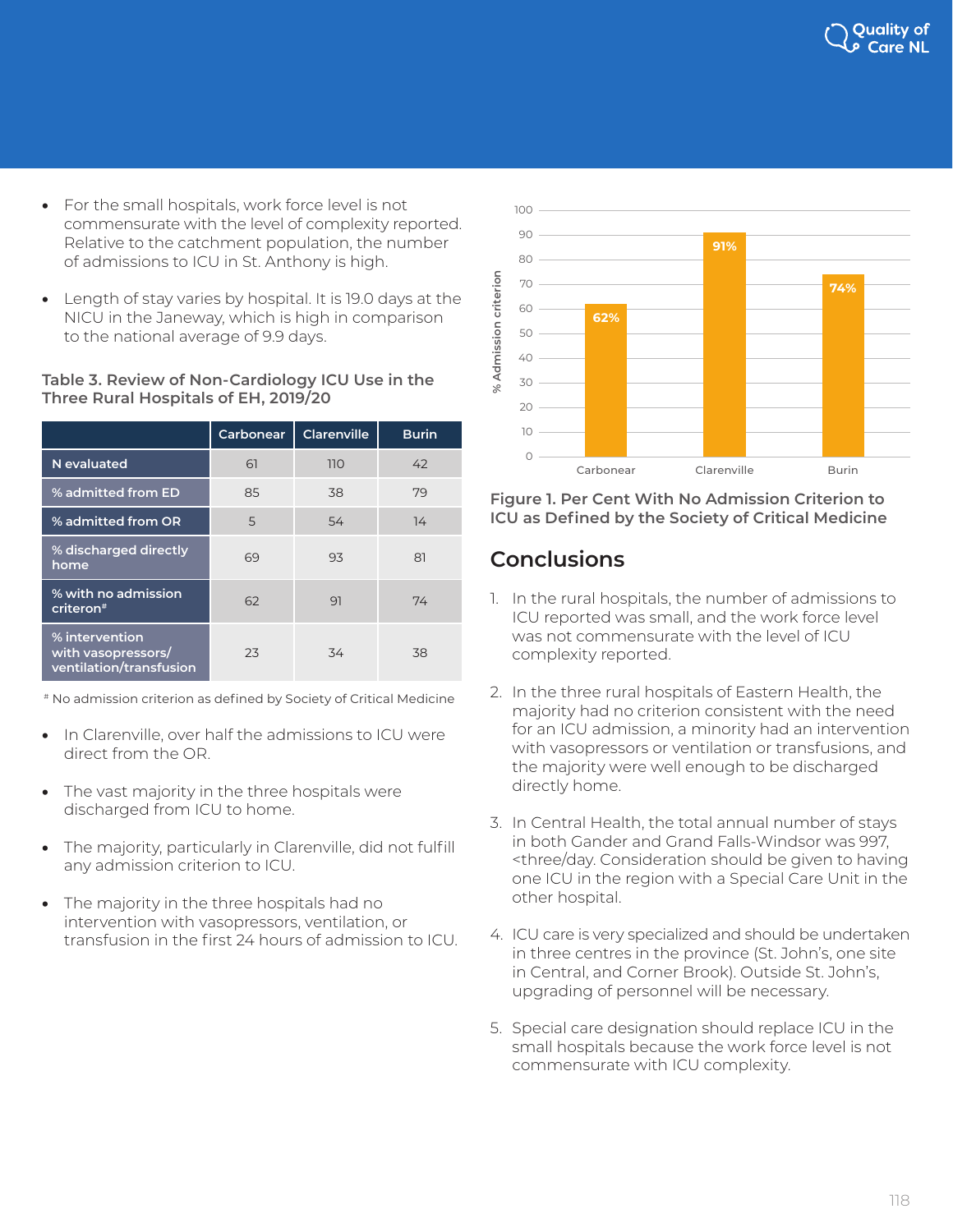- For the small hospitals, work force level is not commensurate with the level of complexity reported. Relative to the catchment population, the number of admissions to ICU in St. Anthony is high.
- Length of stay varies by hospital. It is 19.0 days at the NICU in the Janeway, which is high in comparison to the national average of 9.9 days.

**Table 3. Review of Non-Cardiology ICU Use in the Three Rural Hospitals of EH, 2019/20**

| | Carbonear | Clarenville | Burin |
|---|---|---|---|
| N evaluated | 61 | 110 | 42 |
| % admitted from ED | 85 | 38 | 79 |
| % admitted from OR | 5 | 54 | 14 |
| % discharged directly home | 69 | 93 | 81 |
| % with no admission criterion# | 62 | 91 | 74 |
| % intervention with vasopressors/ ventilation/transfusion | 23 | 34 | 38 |

# No admission criterion as defined by Society of Critical Medicine

- In Clarenville, over half the admissions to ICU were direct from the OR.
- The vast majority in the three hospitals were discharged from ICU to home.
- The majority, particularly in Clarenville, did not fulfill any admission criterion to ICU.
- The majority in the three hospitals had no intervention with vasopressors, ventilation, or transfusion in the first 24 hours of admission to ICU.

% Admission criterion
100
90
80
70
60
50
40
30
20
10
0
62%
91%
74%
Carbonear
Clarenville
Burin

**Figure 1. Per Cent With No Admission Criterion to ICU as Defined by the Society of Critical Medicine**

## Conclusions

1. In the rural hospitals, the number of admissions to ICU reported was small, and the work force level was not commensurate with the level of ICU complexity reported.
2. In the three rural hospitals of Eastern Health, the majority had no criterion consistent with the need for an ICU admission, a minority had an intervention with vasopressors or ventilation or transfusions, and the majority were well enough to be discharged directly home.
3. In Central Health, the total annual number of stays in both Gander and Grand Falls-Windsor was 997, <three/day. Consideration should be given to having one ICU in the region with a Special Care Unit in the other hospital.
4. ICU care is very specialized and should be undertaken in three centres in the province (St. John's, one site in Central, and Corner Brook). Outside St. John's, upgrading of personnel will be necessary.
5. Special care designation should replace ICU in the small hospitals because the work force level is not commensurate with ICU complexity.